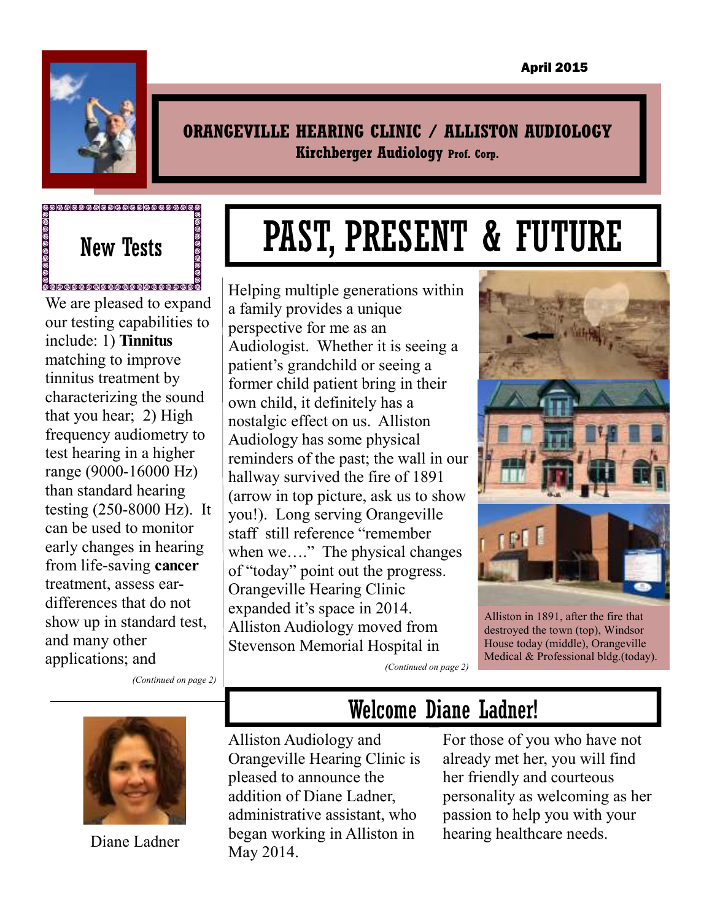April 2015

**ORANGEVILLE HEARING CLINIC / ALLISTON AUDIOLOGY**

**Kirchberger Audiology Prof. Corp.**

# PAST, PRESENT & FUTURE

Helping multiple generations within a family provides a unique perspective for me as an Audiologist. Whether it is seeing a patient's grandchild or seeing a former child patient bring in their own child, it definitely has a nostalgic effect on us. Alliston Audiology has some physical reminders of the past; the wall in our hallway survived the fire of 1891 (arrow in top picture, ask us to show you!). Long serving Orangeville staff still reference "remember when we…." The physical changes of "today" point out the progress. Orangeville Hearing Clinic expanded it's space in 2014. Alliston Audiology moved from Stevenson Memorial Hospital in

*(Continued on page 2)*

Alliston in 1891, after the fire that destroyed the town (top), Windsor House today (middle), Orangeville Medical & Professional bldg.(today).

## New Tests

We are pleased to expand our testing capabilities to include: 1) **Tinnitus** matching to improve tinnitus treatment by characterizing the sound that you hear; 2) High frequency audiometry to test hearing in a higher range (9000-16000 Hz) than standard hearing testing (250-8000 Hz). It can be used to monitor early changes in hearing from life-saving **cancer** treatment, assess ear-differences that do not show up in standard test, and many other applications; and

*(Continued on page 2)*

## Welcome Diane Ladner!

Diane Ladner

Alliston Audiology and Orangeville Hearing Clinic is pleased to announce the addition of Diane Ladner, administrative assistant, who began working in Alliston in May 2014.

For those of you who have not already met her, you will find her friendly and courteous personality as welcoming as her passion to help you with your hearing healthcare needs.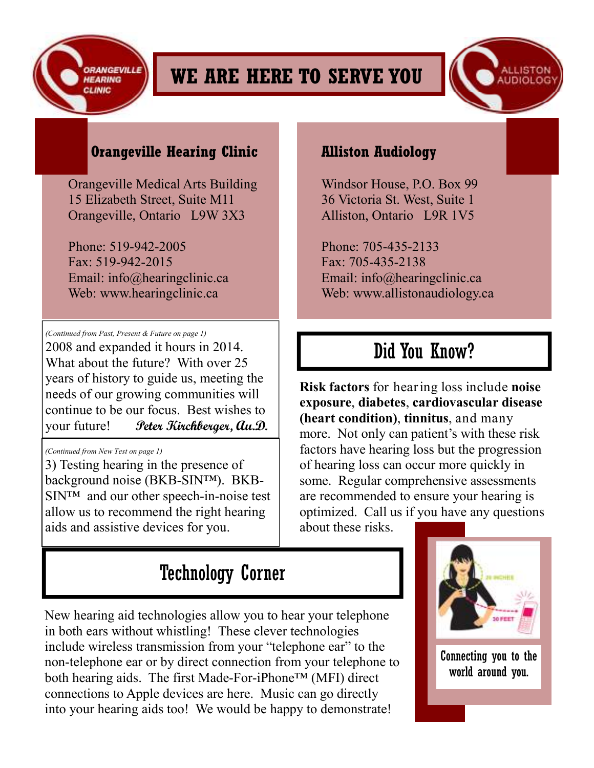# WE ARE HERE TO SERVE YOU

ORANGEVILLE HEARING CLINIC

ALLISTON AUDIOLOGY

## Orangeville Hearing Clinic

Orangeville Medical Arts Building
15 Elizabeth Street, Suite M11
Orangeville, Ontario   L9W 3X3

Phone: 519-942-2005
Fax: 519-942-2015
Email: info@hearingclinic.ca
Web: www.hearingclinic.ca

## Alliston Audiology

Windsor House, P.O. Box 99
36 Victoria St. West, Suite 1
Alliston, Ontario   L9R 1V5

Phone: 705-435-2133
Fax: 705-435-2138
Email: info@hearingclinic.ca
Web: www.allistonaudiology.ca

*(Continued from Past, Present & Future on page 1)*

2008 and expanded it hours in 2014. What about the future? With over 25 years of history to guide us, meeting the needs of our growing communities will continue to be our focus. Best wishes to your future! *Peter Kirchberger, Au.D.*

*(Continued from New Test on page 1)*

3) Testing hearing in the presence of background noise (BKB-SIN™). BKB-SIN™ and our other speech-in-noise test allow us to recommend the right hearing aids and assistive devices for you.

## Did You Know?

**Risk factors** for hearing loss include **noise exposure**, **diabetes**, **cardiovascular disease (heart condition)**, **tinnitus**, and many more. Not only can patient's with these risk factors have hearing loss but the progression of hearing loss can occur more quickly in some. Regular comprehensive assessments are recommended to ensure your hearing is optimized. Call us if you have any questions about these risks.

## Technology Corner

New hearing aid technologies allow you to hear your telephone in both ears without whistling! These clever technologies include wireless transmission from your "telephone ear" to the non-telephone ear or by direct connection from your telephone to both hearing aids. The first Made-For-iPhone™ (MFI) direct connections to Apple devices are here. Music can go directly into your hearing aids too! We would be happy to demonstrate!

Connecting you to the world around you.